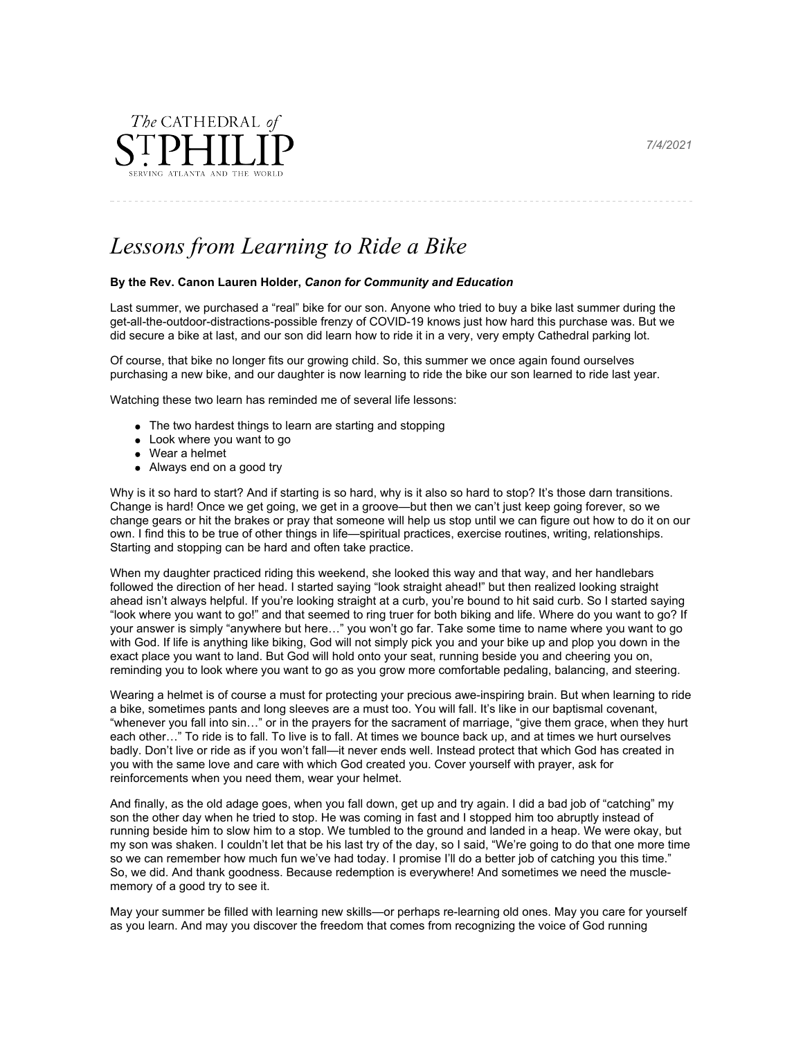The CATHEDRAL of ST. PHILIP
SERVING ATLANTA AND THE WORLD

7/4/2021

# Lessons from Learning to Ride a Bike

**By the Rev. Canon Lauren Holder,** ***Canon for Community and Education***

Last summer, we purchased a "real" bike for our son. Anyone who tried to buy a bike last summer during the get-all-the-outdoor-distractions-possible frenzy of COVID-19 knows just how hard this purchase was. But we did secure a bike at last, and our son did learn how to ride it in a very, very empty Cathedral parking lot.

Of course, that bike no longer fits our growing child. So, this summer we once again found ourselves purchasing a new bike, and our daughter is now learning to ride the bike our son learned to ride last year.

Watching these two learn has reminded me of several life lessons:

- The two hardest things to learn are starting and stopping
- Look where you want to go
- Wear a helmet
- Always end on a good try

Why is it so hard to start? And if starting is so hard, why is it also so hard to stop? It's those darn transitions. Change is hard! Once we get going, we get in a groove—but then we can't just keep going forever, so we change gears or hit the brakes or pray that someone will help us stop until we can figure out how to do it on our own. I find this to be true of other things in life—spiritual practices, exercise routines, writing, relationships. Starting and stopping can be hard and often take practice.

When my daughter practiced riding this weekend, she looked this way and that way, and her handlebars followed the direction of her head. I started saying "look straight ahead!" but then realized looking straight ahead isn't always helpful. If you're looking straight at a curb, you're bound to hit said curb. So I started saying "look where you want to go!" and that seemed to ring truer for both biking and life. Where do you want to go? If your answer is simply "anywhere but here…" you won't go far. Take some time to name where you want to go with God. If life is anything like biking, God will not simply pick you and your bike up and plop you down in the exact place you want to land. But God will hold onto your seat, running beside you and cheering you on, reminding you to look where you want to go as you grow more comfortable pedaling, balancing, and steering.

Wearing a helmet is of course a must for protecting your precious awe-inspiring brain. But when learning to ride a bike, sometimes pants and long sleeves are a must too. You will fall. It's like in our baptismal covenant, "whenever you fall into sin…" or in the prayers for the sacrament of marriage, "give them grace, when they hurt each other…" To ride is to fall. To live is to fall. At times we bounce back up, and at times we hurt ourselves badly. Don't live or ride as if you won't fall—it never ends well. Instead protect that which God has created in you with the same love and care with which God created you. Cover yourself with prayer, ask for reinforcements when you need them, wear your helmet.

And finally, as the old adage goes, when you fall down, get up and try again. I did a bad job of "catching" my son the other day when he tried to stop. He was coming in fast and I stopped him too abruptly instead of running beside him to slow him to a stop. We tumbled to the ground and landed in a heap. We were okay, but my son was shaken. I couldn't let that be his last try of the day, so I said, "We're going to do that one more time so we can remember how much fun we've had today. I promise I'll do a better job of catching you this time." So, we did. And thank goodness. Because redemption is everywhere! And sometimes we need the muscle-memory of a good try to see it.

May your summer be filled with learning new skills—or perhaps re-learning old ones. May you care for yourself as you learn. And may you discover the freedom that comes from recognizing the voice of God running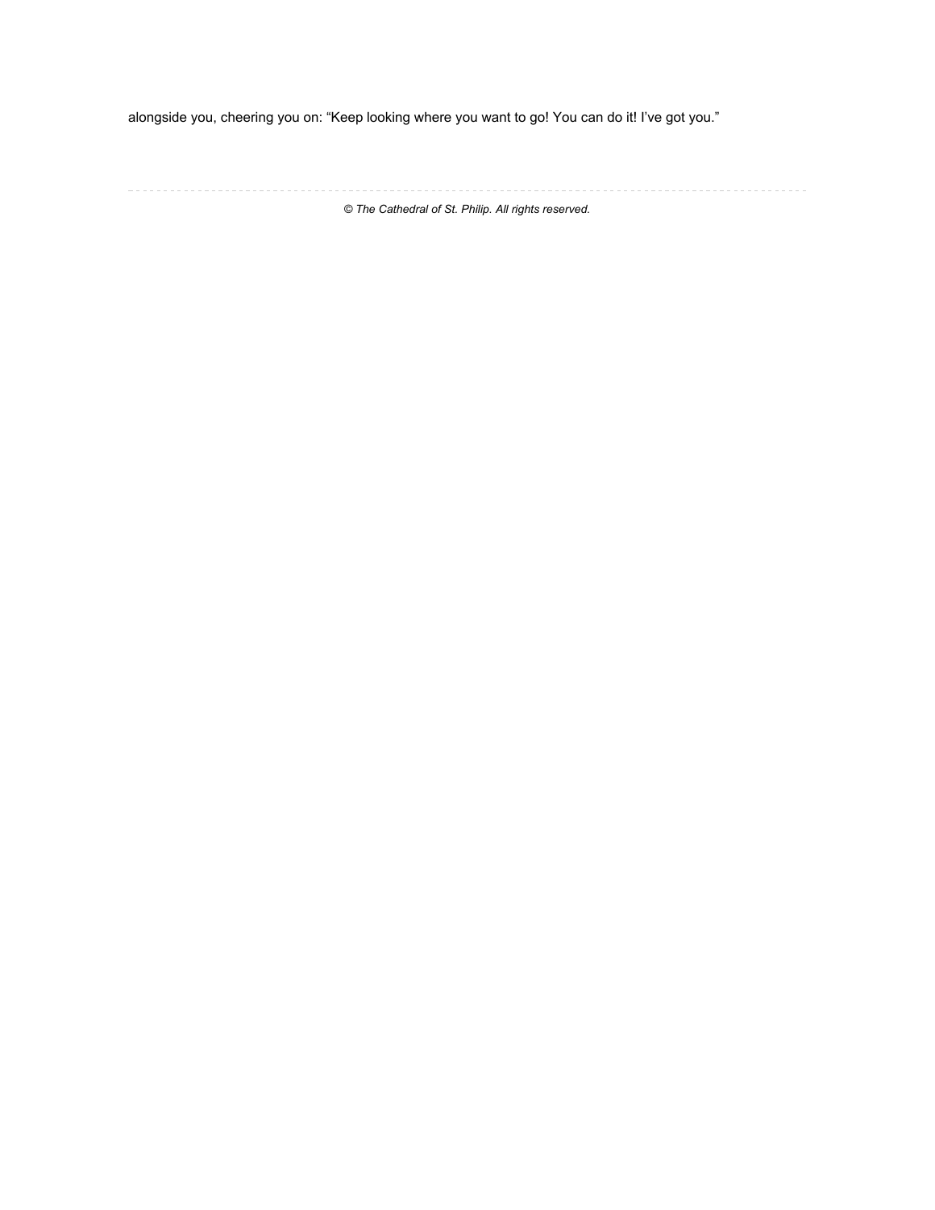alongside you, cheering you on: “Keep looking where you want to go! You can do it! I’ve got you.”

---

*© The Cathedral of St. Philip. All rights reserved.*